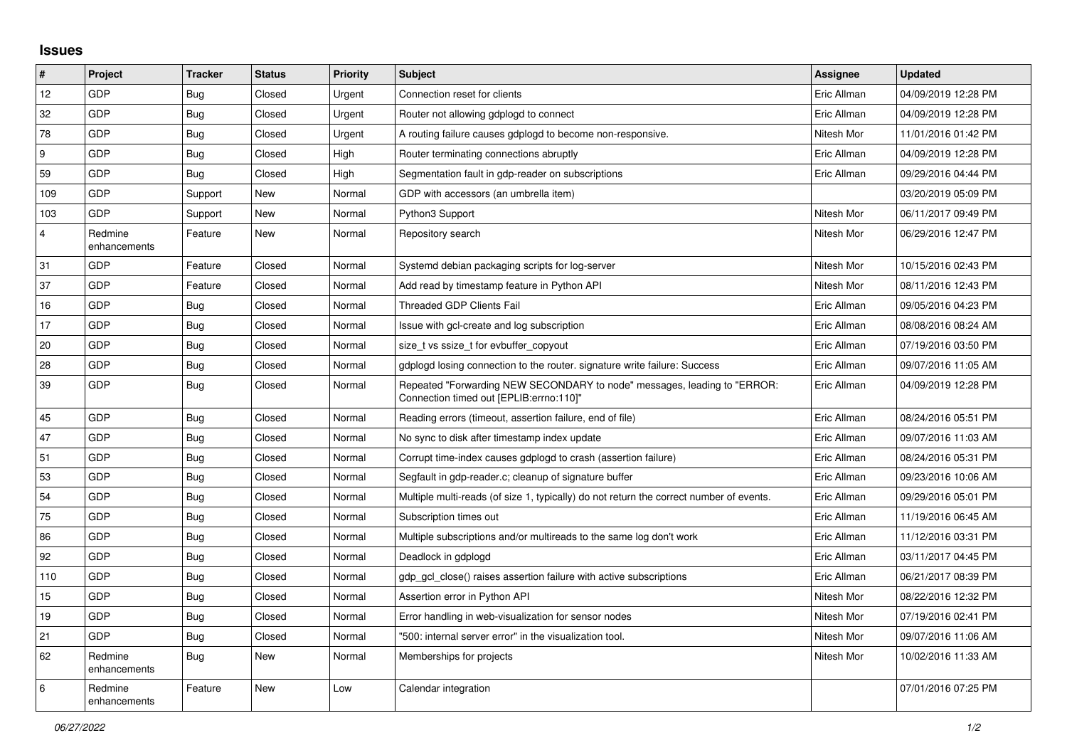# Issues

| # | Project | Tracker | Status | Priority | Subject | Assignee | Updated |
|---|---|---|---|---|---|---|---|
| 12 | GDP | Bug | Closed | Urgent | Connection reset for clients | Eric Allman | 04/09/2019 12:28 PM |
| 32 | GDP | Bug | Closed | Urgent | Router not allowing gdplogd to connect | Eric Allman | 04/09/2019 12:28 PM |
| 78 | GDP | Bug | Closed | Urgent | A routing failure causes gdplogd to become non-responsive. | Nitesh Mor | 11/01/2016 01:42 PM |
| 9 | GDP | Bug | Closed | High | Router terminating connections abruptly | Eric Allman | 04/09/2019 12:28 PM |
| 59 | GDP | Bug | Closed | High | Segmentation fault in gdp-reader on subscriptions | Eric Allman | 09/29/2016 04:44 PM |
| 109 | GDP | Support | New | Normal | GDP with accessors (an umbrella item) | | 03/20/2019 05:09 PM |
| 103 | GDP | Support | New | Normal | Python3 Support | Nitesh Mor | 06/11/2017 09:49 PM |
| 4 | Redmine enhancements | Feature | New | Normal | Repository search | Nitesh Mor | 06/29/2016 12:47 PM |
| 31 | GDP | Feature | Closed | Normal | Systemd debian packaging scripts for log-server | Nitesh Mor | 10/15/2016 02:43 PM |
| 37 | GDP | Feature | Closed | Normal | Add read by timestamp feature in Python API | Nitesh Mor | 08/11/2016 12:43 PM |
| 16 | GDP | Bug | Closed | Normal | Threaded GDP Clients Fail | Eric Allman | 09/05/2016 04:23 PM |
| 17 | GDP | Bug | Closed | Normal | Issue with gcl-create and log subscription | Eric Allman | 08/08/2016 08:24 AM |
| 20 | GDP | Bug | Closed | Normal | size_t vs ssize_t for evbuffer_copyout | Eric Allman | 07/19/2016 03:50 PM |
| 28 | GDP | Bug | Closed | Normal | gdplogd losing connection to the router. signature write failure: Success | Eric Allman | 09/07/2016 11:05 AM |
| 39 | GDP | Bug | Closed | Normal | Repeated "Forwarding NEW SECONDARY to node" messages, leading to "ERROR: Connection timed out [EPLIB:errno:110]" | Eric Allman | 04/09/2019 12:28 PM |
| 45 | GDP | Bug | Closed | Normal | Reading errors (timeout, assertion failure, end of file) | Eric Allman | 08/24/2016 05:51 PM |
| 47 | GDP | Bug | Closed | Normal | No sync to disk after timestamp index update | Eric Allman | 09/07/2016 11:03 AM |
| 51 | GDP | Bug | Closed | Normal | Corrupt time-index causes gdplogd to crash (assertion failure) | Eric Allman | 08/24/2016 05:31 PM |
| 53 | GDP | Bug | Closed | Normal | Segfault in gdp-reader.c; cleanup of signature buffer | Eric Allman | 09/23/2016 10:06 AM |
| 54 | GDP | Bug | Closed | Normal | Multiple multi-reads (of size 1, typically) do not return the correct number of events. | Eric Allman | 09/29/2016 05:01 PM |
| 75 | GDP | Bug | Closed | Normal | Subscription times out | Eric Allman | 11/19/2016 06:45 AM |
| 86 | GDP | Bug | Closed | Normal | Multiple subscriptions and/or multireads to the same log don't work | Eric Allman | 11/12/2016 03:31 PM |
| 92 | GDP | Bug | Closed | Normal | Deadlock in gdplogd | Eric Allman | 03/11/2017 04:45 PM |
| 110 | GDP | Bug | Closed | Normal | gdp_gcl_close() raises assertion failure with active subscriptions | Eric Allman | 06/21/2017 08:39 PM |
| 15 | GDP | Bug | Closed | Normal | Assertion error in Python API | Nitesh Mor | 08/22/2016 12:32 PM |
| 19 | GDP | Bug | Closed | Normal | Error handling in web-visualization for sensor nodes | Nitesh Mor | 07/19/2016 02:41 PM |
| 21 | GDP | Bug | Closed | Normal | "500: internal server error" in the visualization tool. | Nitesh Mor | 09/07/2016 11:06 AM |
| 62 | Redmine enhancements | Bug | New | Normal | Memberships for projects | Nitesh Mor | 10/02/2016 11:33 AM |
| 6 | Redmine enhancements | Feature | New | Low | Calendar integration | | 07/01/2016 07:25 PM |

*06/27/2022*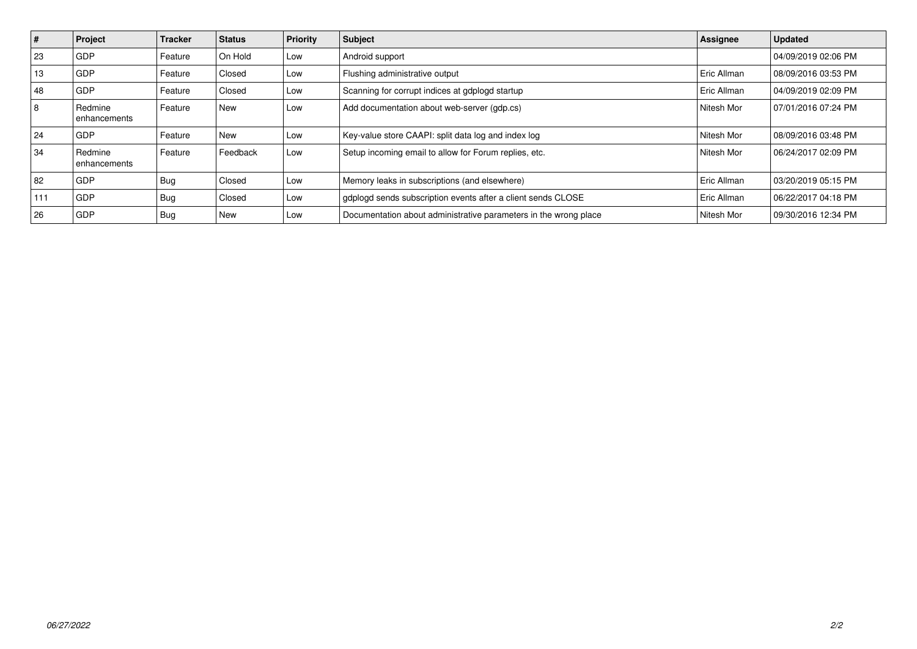| # | Project | Tracker | Status | Priority | Subject | Assignee | Updated |
|---|---|---|---|---|---|---|---|
| 23 | GDP | Feature | On Hold | Low | Android support | | 04/09/2019 02:06 PM |
| 13 | GDP | Feature | Closed | Low | Flushing administrative output | Eric Allman | 08/09/2016 03:53 PM |
| 48 | GDP | Feature | Closed | Low | Scanning for corrupt indices at gdplogd startup | Eric Allman | 04/09/2019 02:09 PM |
| 8 | Redmine enhancements | Feature | New | Low | Add documentation about web-server (gdp.cs) | Nitesh Mor | 07/01/2016 07:24 PM |
| 24 | GDP | Feature | New | Low | Key-value store CAAPI: split data log and index log | Nitesh Mor | 08/09/2016 03:48 PM |
| 34 | Redmine enhancements | Feature | Feedback | Low | Setup incoming email to allow for Forum replies, etc. | Nitesh Mor | 06/24/2017 02:09 PM |
| 82 | GDP | Bug | Closed | Low | Memory leaks in subscriptions (and elsewhere) | Eric Allman | 03/20/2019 05:15 PM |
| 111 | GDP | Bug | Closed | Low | gdplogd sends subscription events after a client sends CLOSE | Eric Allman | 06/22/2017 04:18 PM |
| 26 | GDP | Bug | New | Low | Documentation about administrative parameters in the wrong place | Nitesh Mor | 09/30/2016 12:34 PM |